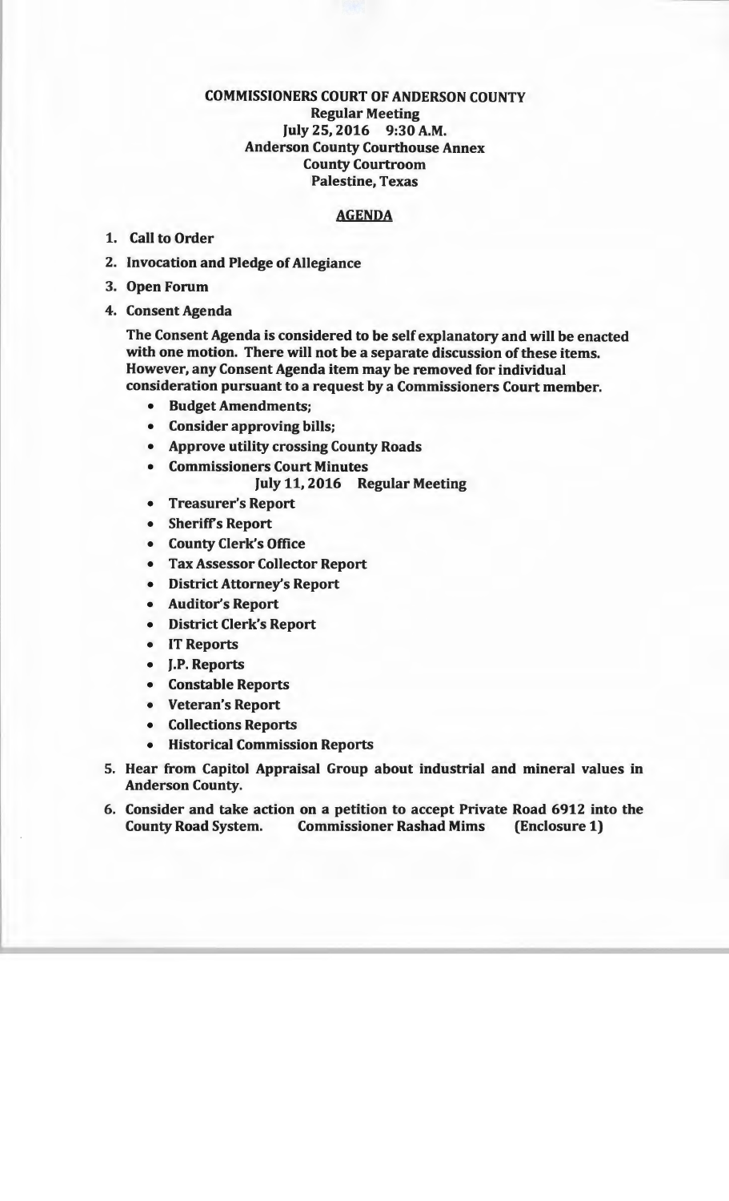# COMMISSIONERS COURT OF ANDERSON COUNTY

**Regular Meeting**
**July 25, 2016 9:30 A.M.**
**Anderson County Courthouse Annex**
**County Courtroom**
**Palestine, Texas**

## AGENDA

1. **Call to Order**
2. **Invocation and Pledge of Allegiance**
3. **Open Forum**
4. **Consent Agenda**

   **The Consent Agenda is considered to be self explanatory and will be enacted with one motion. There will not be a separate discussion of these items. However, any Consent Agenda item may be removed for individual consideration pursuant to a request by a Commissioners Court member.**

   - **Budget Amendments;**
   - **Consider approving bills;**
   - **Approve utility crossing County Roads**
   - **Commissioners Court Minutes**
     **July 11, 2016 Regular Meeting**
   - **Treasurer's Report**
   - **Sheriffs Report**
   - **County Clerk's Office**
   - **Tax Assessor Collector Report**
   - **District Attorney's Report**
   - **Auditor's Report**
   - **District Clerk's Report**
   - **IT Reports**
   - **J.P. Reports**
   - **Constable Reports**
   - **Veteran's Report**
   - **Collections Reports**
   - **Historical Commission Reports**

5. **Hear from Capitol Appraisal Group about industrial and mineral values in Anderson County.**
6. **Consider and take action on a petition to accept Private Road 6912 into the County Road System. Commissioner Rashad Mims (Enclosure 1)**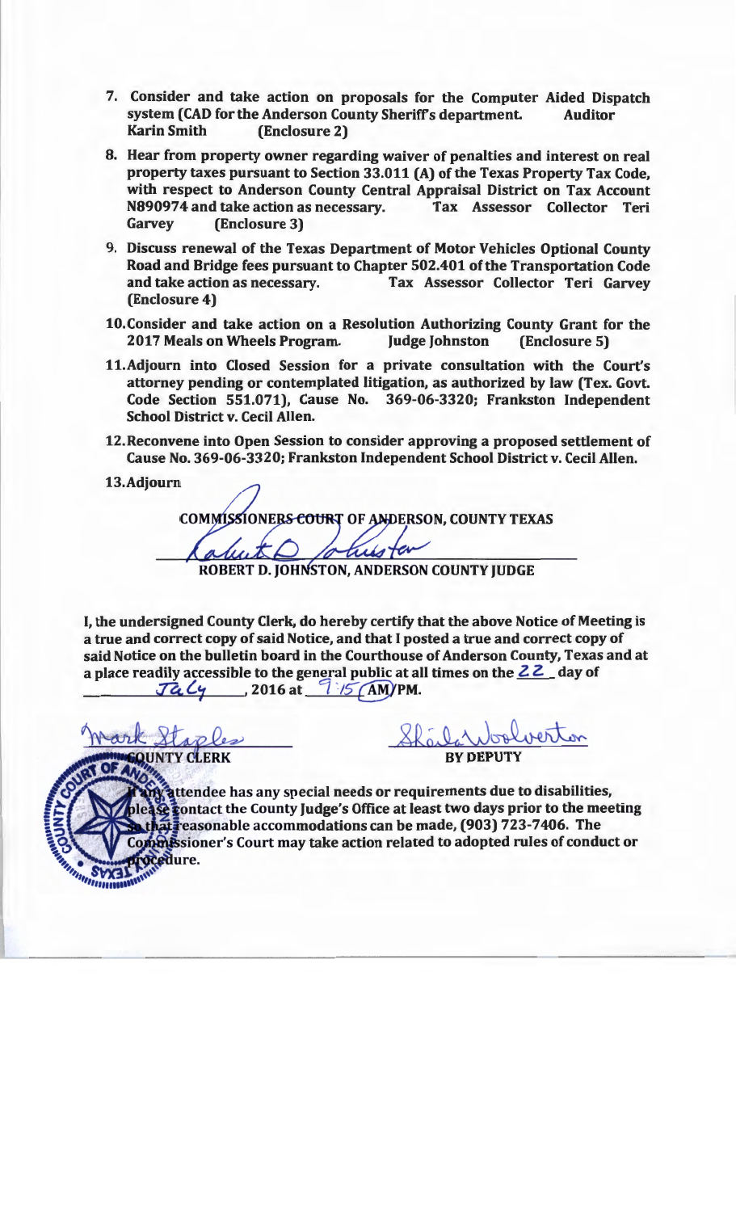7. **Consider and take action on proposals for the Computer Aided Dispatch system (CAD for the Anderson County Sheriff's department. Auditor Karin Smith (Enclosure 2)**

8. **Hear from property owner regarding waiver of penalties and interest on real property taxes pursuant to Section 33.011 (A) of the Texas Property Tax Code, with respect to Anderson County Central Appraisal District on Tax Account N890974 and take action as necessary. Tax Assessor Collector Teri Garvey (Enclosure 3)**

9. **Discuss renewal of the Texas Department of Motor Vehicles Optional County Road and Bridge fees pursuant to Chapter 502.401 of the Transportation Code and take action as necessary. Tax Assessor Collector Teri Garvey (Enclosure 4)**

10. **Consider and take action on a Resolution Authorizing County Grant for the 2017 Meals on Wheels Program. Judge Johnston (Enclosure 5)**

11. **Adjourn into Closed Session for a private consultation with the Court's attorney pending or contemplated litigation, as authorized by law (Tex. Govt. Code Section 551.071), Cause No. 369-06-3320; Frankston Independent School District v. Cecil Allen.**

12. **Reconvene into Open Session to consider approving a proposed settlement of Cause No. 369-06-3320; Frankston Independent School District v. Cecil Allen.**

13. **Adjourn**

**COMMISSIONERS COURT OF ANDERSON, COUNTY TEXAS**

Robert D. Johnston

**ROBERT D. JOHNSTON, ANDERSON COUNTY JUDGE**

**I, the undersigned County Clerk, do hereby certify that the above Notice of Meeting is a true and correct copy of said Notice, and that I posted a true and correct copy of said Notice on the bulletin board in the Courthouse of Anderson County, Texas and at a place readily accessible to the general public at all times on the 22 day of July, 2016 at 9:15 AM/PM.**

Mark Staples
**COUNTY CLERK**

Sheila Woolverton
**BY DEPUTY**

**If any attendee has any special needs or requirements due to disabilities, please contact the County Judge's Office at least two days prior to the meeting so that reasonable accommodations can be made, (903) 723-7406. The Commissioner's Court may take action related to adopted rules of conduct or procedure.**